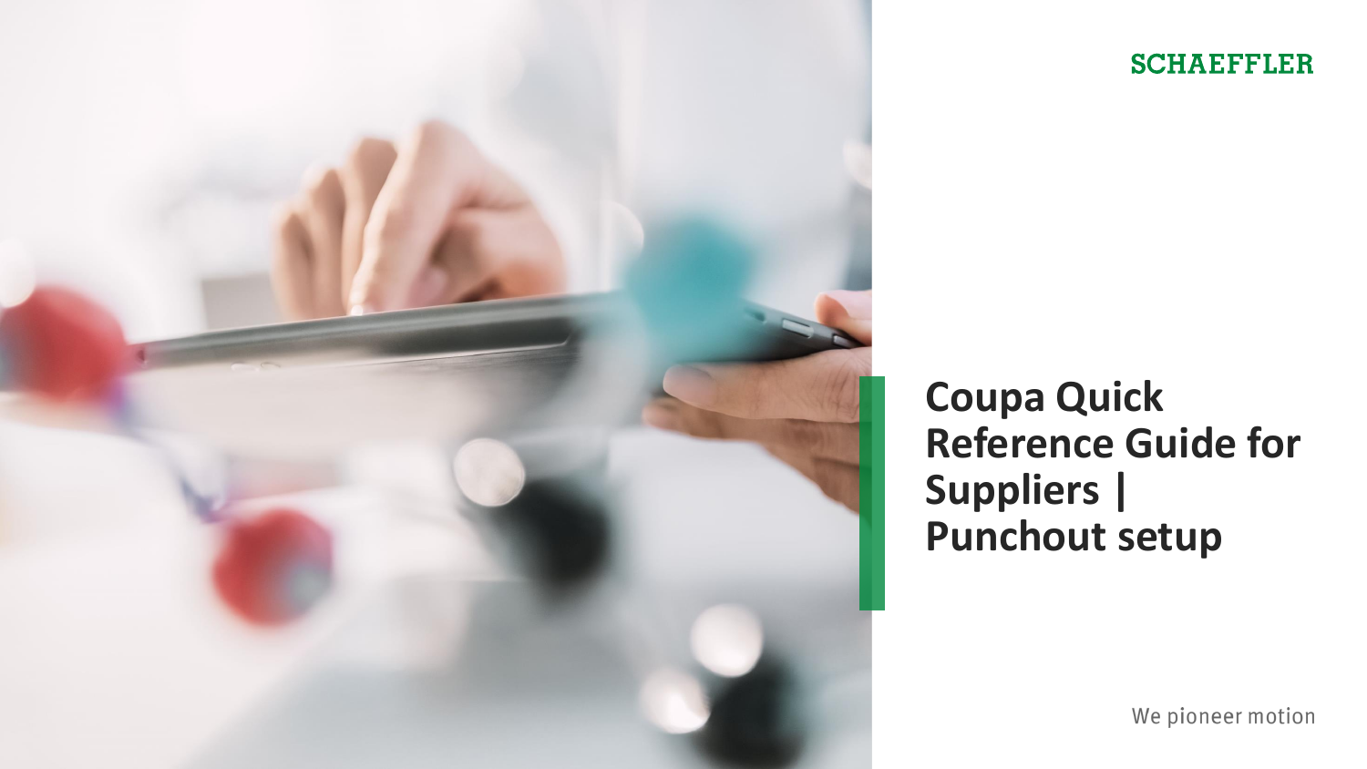SCHAEFFLER

# Coupa Quick Reference Guide for Suppliers | Punchout setup

We pioneer motion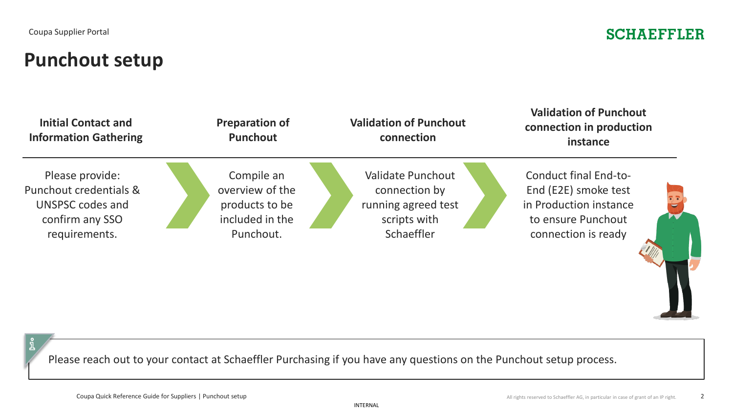# Punchout setup

| Initial Contact and Information Gathering | Preparation of Punchout | Validation of Punchout connection | Validation of Punchout connection in production instance |
| --- | --- | --- | --- |
| Please provide: Punchout credentials & UNSPSC codes and confirm any SSO requirements. | Compile an overview of the products to be included in the Punchout. | Validate Punchout connection by running agreed test scripts with Schaeffler | Conduct final End-to-End (E2E) smoke test in Production instance to ensure Punchout connection is ready |

Please reach out to your contact at Schaeffler Purchasing if you have any questions on the Punchout setup process.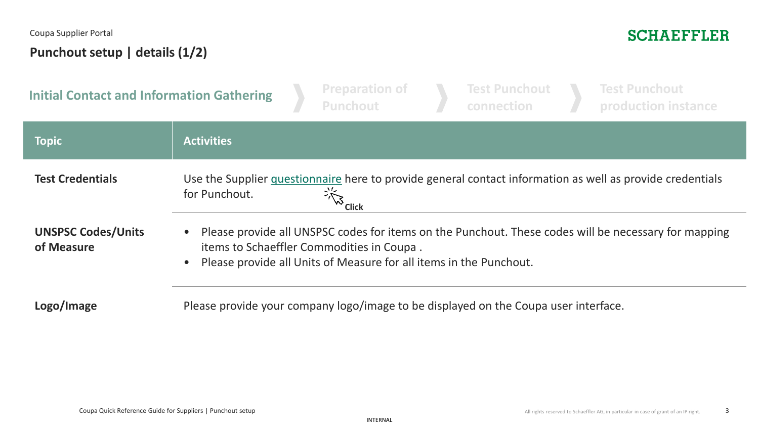Coupa Supplier Portal

# Punchout setup | details (1/2)

**Initial Contact and Information Gathering** › Preparation of Punchout › Test Punchout connection › Test Punchout production instance

| Topic | Activities |
| --- | --- |
| **Test Credentials** | Use the Supplier questionnaire here to provide general contact information as well as provide credentials for Punchout. Click |
| **UNSPSC Codes/Units of Measure** | • Please provide all UNSPSC codes for items on the Punchout. These codes will be necessary for mapping items to Schaeffler Commodities in Coupa . <br> • Please provide all Units of Measure for all items in the Punchout. |
| **Logo/Image** | Please provide your company logo/image to be displayed on the Coupa user interface. |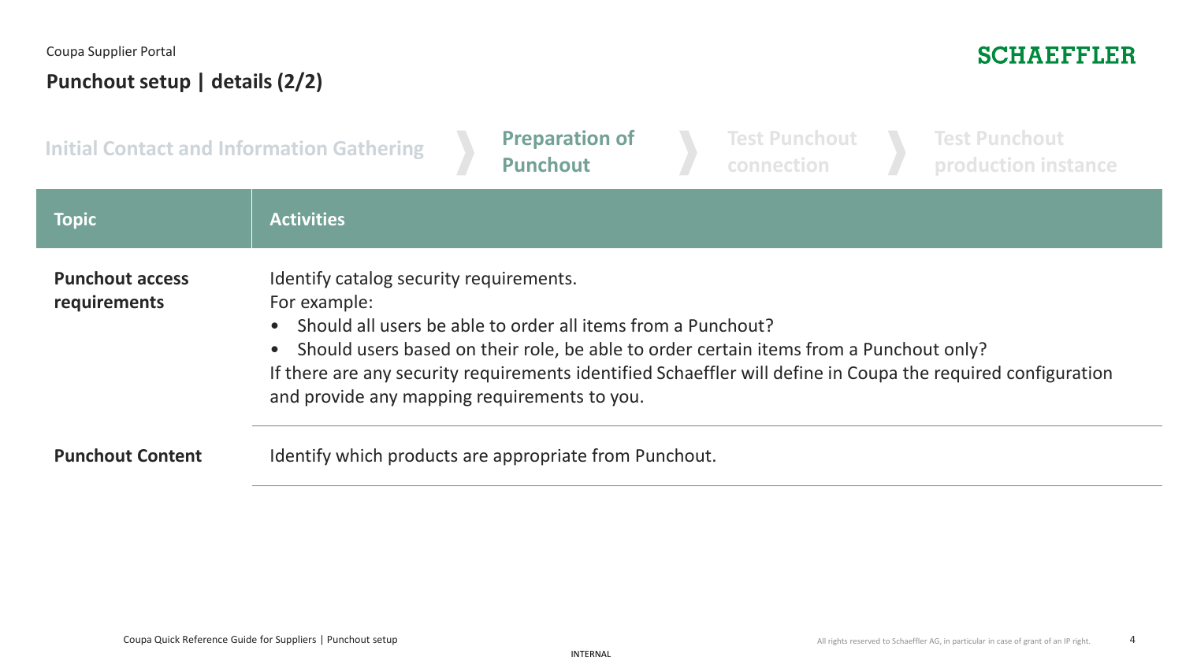Coupa Supplier Portal

## Punchout setup | details (2/2)

Initial Contact and Information Gathering › **Preparation of Punchout** › Test Punchout connection › Test Punchout production instance

| Topic | Activities |
|---|---|
| **Punchout access requirements** | Identify catalog security requirements.<br>For example:<br>• Should all users be able to order all items from a Punchout?<br>• Should users based on their role, be able to order certain items from a Punchout only?<br>If there are any security requirements identified Schaeffler will define in Coupa the required configuration and provide any mapping requirements to you. |
| **Punchout Content** | Identify which products are appropriate from Punchout. |